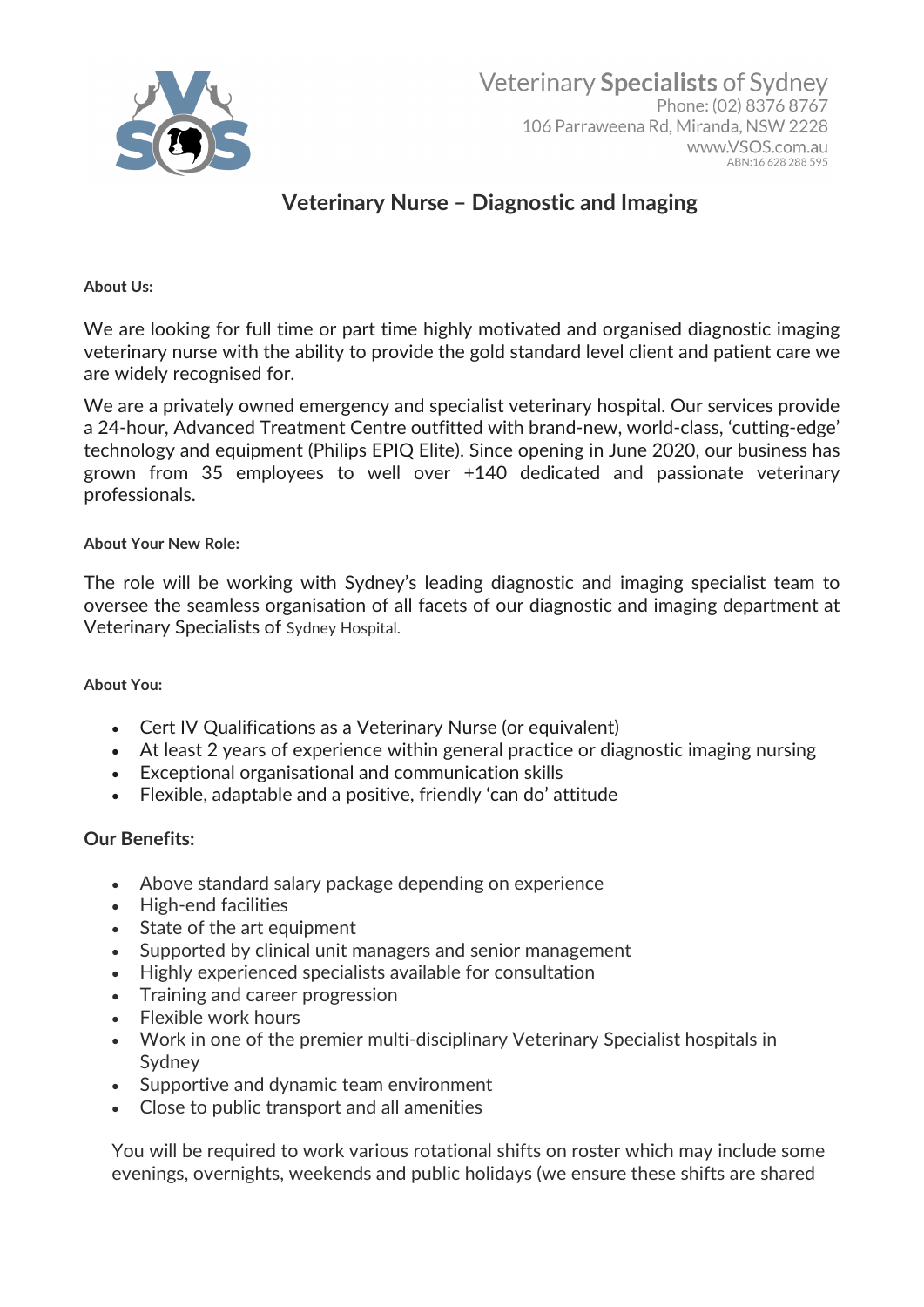Veterinary **Specialists** of Sydney
Phone: (02) 8376 8767
106 Parraweena Rd, Miranda, NSW 2228
www.VSOS.com.au
ABN:16 628 288 595

# Veterinary Nurse – Diagnostic and Imaging

**About Us:**

We are looking for full time or part time highly motivated and organised diagnostic imaging veterinary nurse with the ability to provide the gold standard level client and patient care we are widely recognised for.

We are a privately owned emergency and specialist veterinary hospital. Our services provide a 24-hour, Advanced Treatment Centre outfitted with brand-new, world-class, 'cutting-edge' technology and equipment (Philips EPIQ Elite). Since opening in June 2020, our business has grown from 35 employees to well over +140 dedicated and passionate veterinary professionals.

**About Your New Role:**

The role will be working with Sydney's leading diagnostic and imaging specialist team to oversee the seamless organisation of all facets of our diagnostic and imaging department at Veterinary Specialists of Sydney Hospital.

**About You:**

- Cert IV Qualifications as a Veterinary Nurse (or equivalent)
- At least 2 years of experience within general practice or diagnostic imaging nursing
- Exceptional organisational and communication skills
- Flexible, adaptable and a positive, friendly 'can do' attitude

**Our Benefits:**

- Above standard salary package depending on experience
- High-end facilities
- State of the art equipment
- Supported by clinical unit managers and senior management
- Highly experienced specialists available for consultation
- Training and career progression
- Flexible work hours
- Work in one of the premier multi-disciplinary Veterinary Specialist hospitals in Sydney
- Supportive and dynamic team environment
- Close to public transport and all amenities

You will be required to work various rotational shifts on roster which may include some evenings, overnights, weekends and public holidays (we ensure these shifts are shared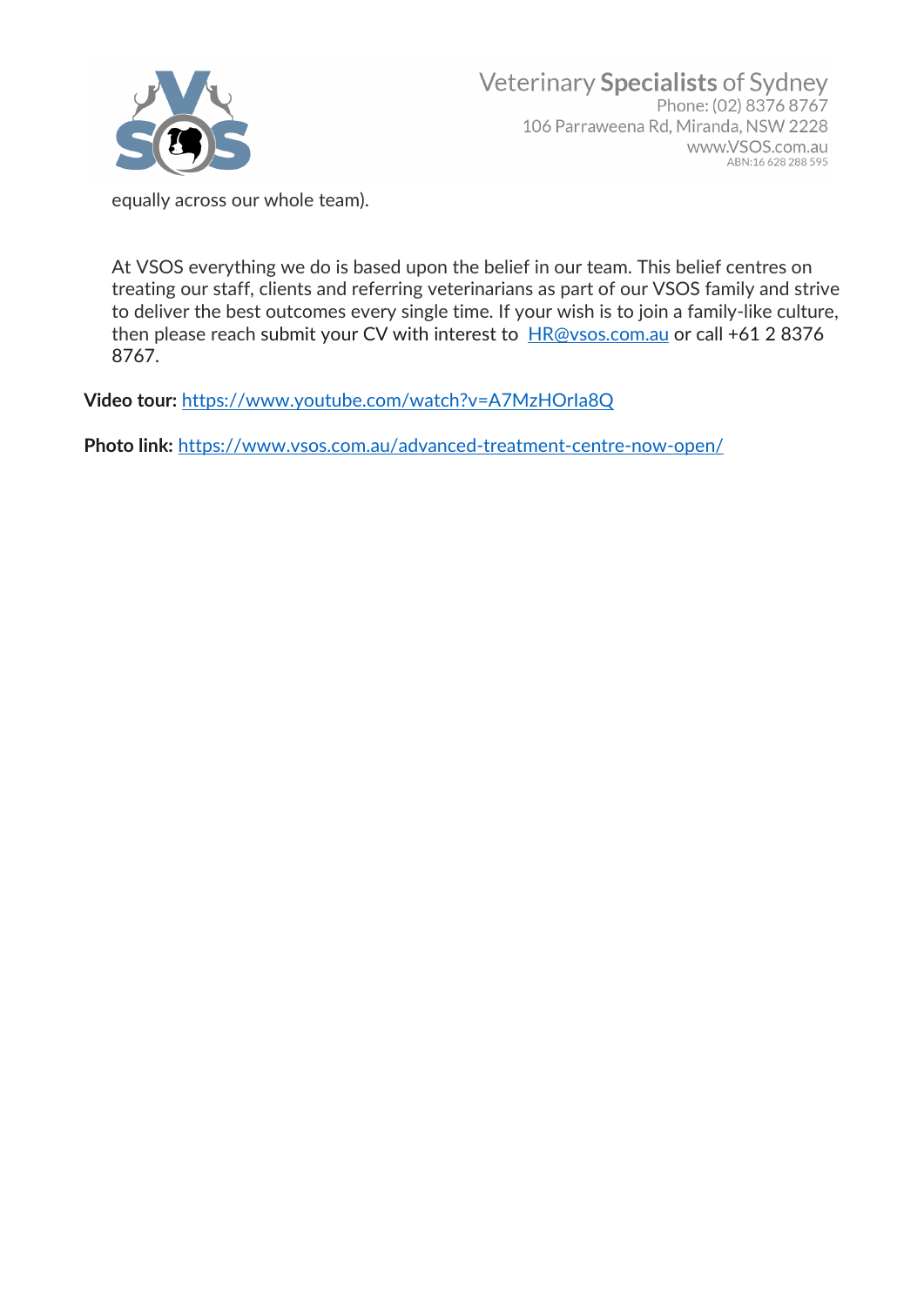equally across our whole team).

At VSOS everything we do is based upon the belief in our team. This belief centres on treating our staff, clients and referring veterinarians as part of our VSOS family and strive to deliver the best outcomes every single time. If your wish is to join a family-like culture, then please reach submit your CV with interest to HR@vsos.com.au or call +61 2 8376 8767.

**Video tour:** https://www.youtube.com/watch?v=A7MzHOrla8Q

**Photo link:** https://www.vsos.com.au/advanced-treatment-centre-now-open/